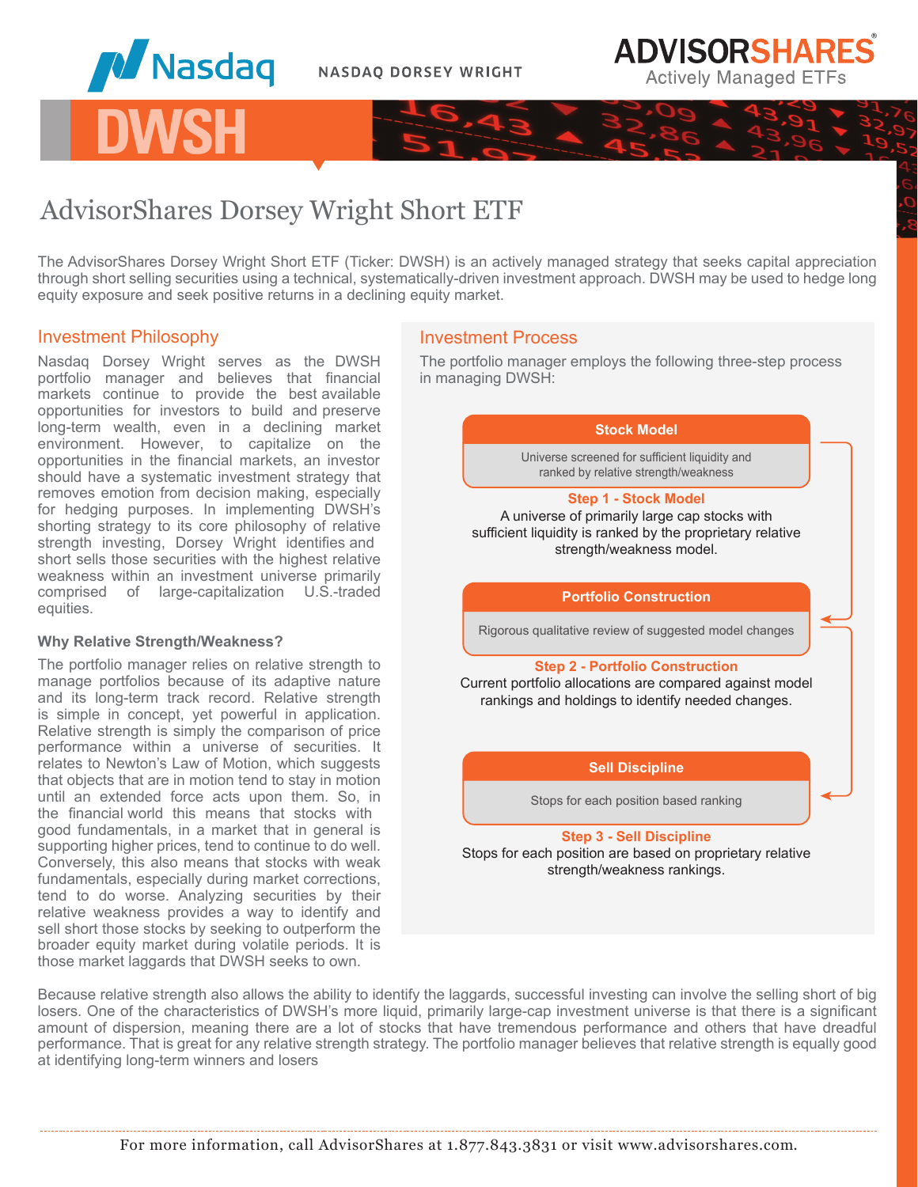Nasdaq NASDAQ DORSEY WRIGHT

ADVISORSHARES Actively Managed ETFs

# DWSH

## AdvisorShares Dorsey Wright Short ETF

The AdvisorShares Dorsey Wright Short ETF (Ticker: DWSH) is an actively managed strategy that seeks capital appreciation through short selling securities using a technical, systematically-driven investment approach. DWSH may be used to hedge long equity exposure and seek positive returns in a declining equity market.

### Investment Philosophy

Nasdaq Dorsey Wright serves as the DWSH portfolio manager and believes that financial markets continue to provide the best available opportunities for investors to build and preserve long-term wealth, even in a declining market environment. However, to capitalize on the opportunities in the financial markets, an investor should have a systematic investment strategy that removes emotion from decision making, especially for hedging purposes. In implementing DWSH's shorting strategy to its core philosophy of relative strength investing, Dorsey Wright identifies and short sells those securities with the highest relative weakness within an investment universe primarily comprised of large-capitalization U.S.-traded equities.

**Why Relative Strength/Weakness?**

The portfolio manager relies on relative strength to manage portfolios because of its adaptive nature and its long-term track record. Relative strength is simple in concept, yet powerful in application. Relative strength is simply the comparison of price performance within a universe of securities. It relates to Newton's Law of Motion, which suggests that objects that are in motion tend to stay in motion until an extended force acts upon them. So, in the financial world this means that stocks with good fundamentals, in a market that in general is supporting higher prices, tend to continue to do well. Conversely, this also means that stocks with weak fundamentals, especially during market corrections, tend to do worse. Analyzing securities by their relative weakness provides a way to identify and sell short those stocks by seeking to outperform the broader equity market during volatile periods. It is those market laggards that DWSH seeks to own.

### Investment Process

The portfolio manager employs the following three-step process in managing DWSH:

**Stock Model**

Universe screened for sufficient liquidity and ranked by relative strength/weakness

**Step 1 - Stock Model**
A universe of primarily large cap stocks with sufficient liquidity is ranked by the proprietary relative strength/weakness model.

**Portfolio Construction**

Rigorous qualitative review of suggested model changes

**Step 2 - Portfolio Construction**
Current portfolio allocations are compared against model rankings and holdings to identify needed changes.

**Sell Discipline**

Stops for each position based ranking

**Step 3 - Sell Discipline**
Stops for each position are based on proprietary relative strength/weakness rankings.

Because relative strength also allows the ability to identify the laggards, successful investing can involve the selling short of big losers. One of the characteristics of DWSH's more liquid, primarily large-cap investment universe is that there is a significant amount of dispersion, meaning there are a lot of stocks that have tremendous performance and others that have dreadful performance. That is great for any relative strength strategy. The portfolio manager believes that relative strength is equally good at identifying long-term winners and losers

For more information, call AdvisorShares at 1.877.843.3831 or visit www.advisorshares.com.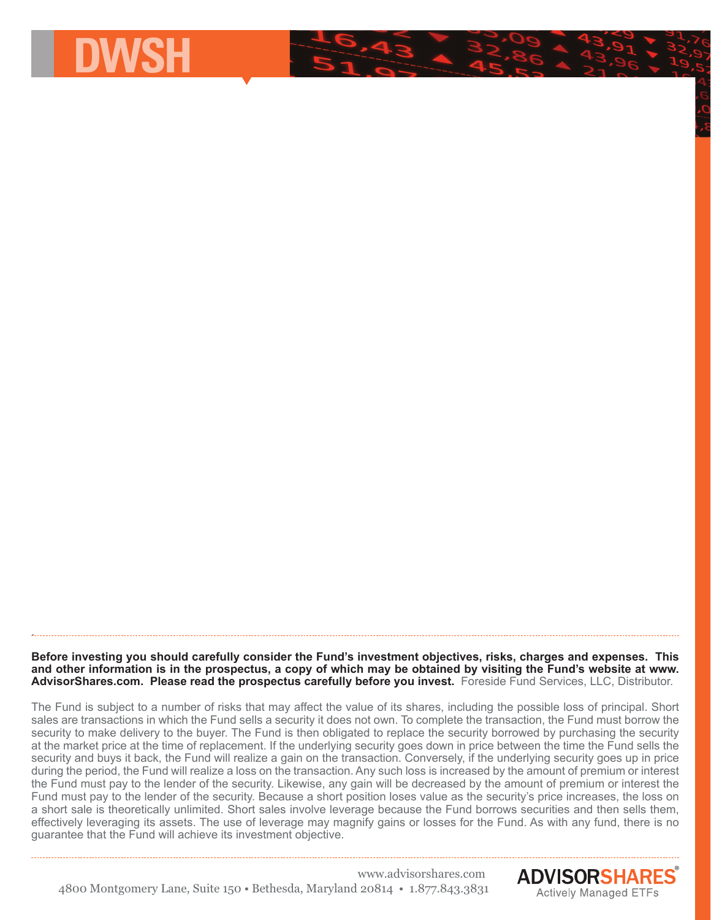# DWSH

**Before investing you should carefully consider the Fund's investment objectives, risks, charges and expenses. This and other information is in the prospectus, a copy of which may be obtained by visiting the Fund's website at www.AdvisorShares.com. Please read the prospectus carefully before you invest.** Foreside Fund Services, LLC, Distributor.

The Fund is subject to a number of risks that may affect the value of its shares, including the possible loss of principal. Short sales are transactions in which the Fund sells a security it does not own. To complete the transaction, the Fund must borrow the security to make delivery to the buyer. The Fund is then obligated to replace the security borrowed by purchasing the security at the market price at the time of replacement. If the underlying security goes down in price between the time the Fund sells the security and buys it back, the Fund will realize a gain on the transaction. Conversely, if the underlying security goes up in price during the period, the Fund will realize a loss on the transaction. Any such loss is increased by the amount of premium or interest the Fund must pay to the lender of the security. Likewise, any gain will be decreased by the amount of premium or interest the Fund must pay to the lender of the security. Because a short position loses value as the security's price increases, the loss on a short sale is theoretically unlimited. Short sales involve leverage because the Fund borrows securities and then sells them, effectively leveraging its assets. The use of leverage may magnify gains or losses for the Fund. As with any fund, there is no guarantee that the Fund will achieve its investment objective.

www.advisorshares.com
4800 Montgomery Lane, Suite 150 • Bethesda, Maryland 20814 • 1.877.843.3831

**ADVISORSHARES®**
Actively Managed ETFs